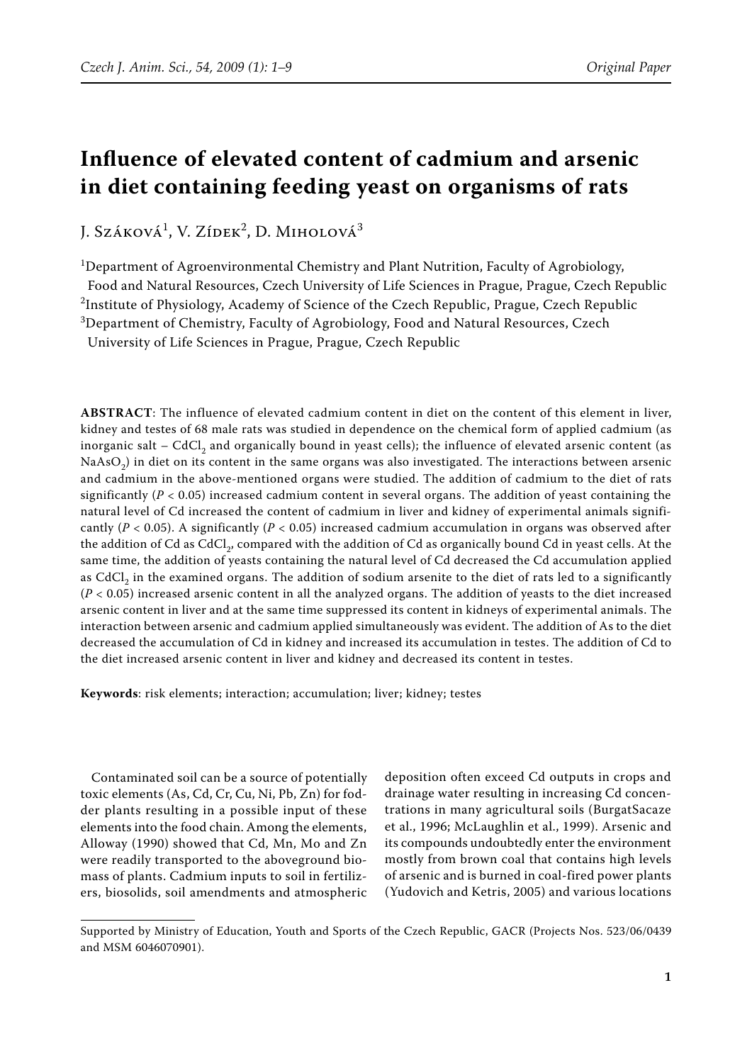# Influence of elevated content of cadmium and arsenic in diet containing feeding yeast on organisms of rats

J. Száková[1], V. Zídek[2], D. Miholová[3]

[1]Department of Agroenvironmental Chemistry and Plant Nutrition, Faculty of Agrobiology, Food and Natural Resources, Czech University of Life Sciences in Prague, Prague, Czech Republic
[2]Institute of Physiology, Academy of Science of the Czech Republic, Prague, Czech Republic
[3]Department of Chemistry, Faculty of Agrobiology, Food and Natural Resources, Czech University of Life Sciences in Prague, Prague, Czech Republic

**ABSTRACT**: The influence of elevated cadmium content in diet on the content of this element in liver, kidney and testes of 68 male rats was studied in dependence on the chemical form of applied cadmium (as inorganic salt – $CdCl_2$ and organically bound in yeast cells); the influence of elevated arsenic content (as $NaAsO_2$) in diet on its content in the same organs was also investigated. The interactions between arsenic and cadmium in the above-mentioned organs were studied. The addition of cadmium to the diet of rats significantly ($P < 0.05$) increased cadmium content in several organs. The addition of yeast containing the natural level of Cd increased the content of cadmium in liver and kidney of experimental animals significantly ($P < 0.05$). A significantly ($P < 0.05$) increased cadmium accumulation in organs was observed after the addition of Cd as $CdCl_2$, compared with the addition of Cd as organically bound Cd in yeast cells. At the same time, the addition of yeasts containing the natural level of Cd decreased the Cd accumulation applied as $CdCl_2$ in the examined organs. The addition of sodium arsenite to the diet of rats led to a significantly ($P < 0.05$) increased arsenic content in all the analyzed organs. The addition of yeasts to the diet increased arsenic content in liver and at the same time suppressed its content in kidneys of experimental animals. The interaction between arsenic and cadmium applied simultaneously was evident. The addition of As to the diet decreased the accumulation of Cd in kidney and increased its accumulation in testes. The addition of Cd to the diet increased arsenic content in liver and kidney and decreased its content in testes.

**Keywords**: risk elements; interaction; accumulation; liver; kidney; testes

Contaminated soil can be a source of potentially toxic elements (As, Cd, Cr, Cu, Ni, Pb, Zn) for fodder plants resulting in a possible input of these elements into the food chain. Among the elements, Alloway (1990) showed that Cd, Mn, Mo and Zn were readily transported to the aboveground biomass of plants. Cadmium inputs to soil in fertilizers, biosolids, soil amendments and atmospheric deposition often exceed Cd outputs in crops and drainage water resulting in increasing Cd concentrations in many agricultural soils (BurgatSacaze et al., 1996; McLaughlin et al., 1999). Arsenic and its compounds undoubtedly enter the environment mostly from brown coal that contains high levels of arsenic and is burned in coal-fired power plants (Yudovich and Ketris, 2005) and various locations

Supported by Ministry of Education, Youth and Sports of the Czech Republic, GACR (Projects Nos. 523/06/0439 and MSM 6046070901).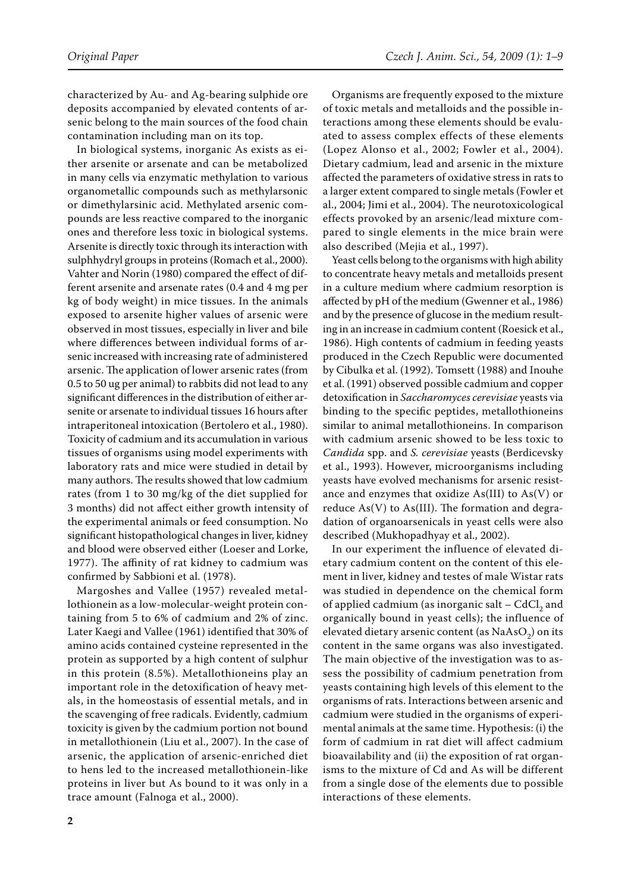characterized by Au- and Ag-bearing sulphide ore deposits accompanied by elevated contents of arsenic belong to the main sources of the food chain contamination including man on its top.

In biological systems, inorganic As exists as either arsenite or arsenate and can be metabolized in many cells via enzymatic methylation to various organometallic compounds such as methylarsonic or dimethylarsinic acid. Methylated arsenic compounds are less reactive compared to the inorganic ones and therefore less toxic in biological systems. Arsenite is directly toxic through its interaction with sulphhydryl groups in proteins (Romach et al., 2000). Vahter and Norin (1980) compared the effect of different arsenite and arsenate rates (0.4 and 4 mg per kg of body weight) in mice tissues. In the animals exposed to arsenite higher values of arsenic were observed in most tissues, especially in liver and bile where differences between individual forms of arsenic increased with increasing rate of administered arsenic. The application of lower arsenic rates (from 0.5 to 50 ug per animal) to rabbits did not lead to any significant differences in the distribution of either arsenite or arsenate to individual tissues 16 hours after intraperitoneal intoxication (Bertolero et al., 1980). Toxicity of cadmium and its accumulation in various tissues of organisms using model experiments with laboratory rats and mice were studied in detail by many authors. The results showed that low cadmium rates (from 1 to 30 mg/kg of the diet supplied for 3 months) did not affect either growth intensity of the experimental animals or feed consumption. No significant histopathological changes in liver, kidney and blood were observed either (Loeser and Lorke, 1977). The affinity of rat kidney to cadmium was confirmed by Sabbioni et al. (1978).

Margoshes and Vallee (1957) revealed metallothionein as a low-molecular-weight protein containing from 5 to 6% of cadmium and 2% of zinc. Later Kaegi and Vallee (1961) identified that 30% of amino acids contained cysteine represented in the protein as supported by a high content of sulphur in this protein (8.5%). Metallothioneins play an important role in the detoxification of heavy metals, in the homeostasis of essential metals, and in the scavenging of free radicals. Evidently, cadmium toxicity is given by the cadmium portion not bound in metallothionein (Liu et al., 2007). In the case of arsenic, the application of arsenic-enriched diet to hens led to the increased metallothionein-like proteins in liver but As bound to it was only in a trace amount (Falnoga et al., 2000).

Organisms are frequently exposed to the mixture of toxic metals and metalloids and the possible interactions among these elements should be evaluated to assess complex effects of these elements (Lopez Alonso et al., 2002; Fowler et al., 2004). Dietary cadmium, lead and arsenic in the mixture affected the parameters of oxidative stress in rats to a larger extent compared to single metals (Fowler et al., 2004; Jimi et al., 2004). The neurotoxicological effects provoked by an arsenic/lead mixture compared to single elements in the mice brain were also described (Mejia et al., 1997).

Yeast cells belong to the organisms with high ability to concentrate heavy metals and metalloids present in a culture medium where cadmium resorption is affected by pH of the medium (Gwenner et al., 1986) and by the presence of glucose in the medium resulting in an increase in cadmium content (Roesick et al., 1986). High contents of cadmium in feeding yeasts produced in the Czech Republic were documented by Cibulka et al. (1992). Tomsett (1988) and Inouhe et al. (1991) observed possible cadmium and copper detoxification in *Saccharomyces cerevisiae* yeasts via binding to the specific peptides, metallothioneins similar to animal metallothioneins. In comparison with cadmium arsenic showed to be less toxic to *Candida* spp. and *S. cerevisiae* yeasts (Berdicevsky et al., 1993). However, microorganisms including yeasts have evolved mechanisms for arsenic resistance and enzymes that oxidize As(III) to As(V) or reduce As(V) to As(III). The formation and degradation of organoarsenicals in yeast cells were also described (Mukhopadhyay et al., 2002).

In our experiment the influence of elevated dietary cadmium content on the content of this element in liver, kidney and testes of male Wistar rats was studied in dependence on the chemical form of applied cadmium (as inorganic salt – $CdCl_2$ and organically bound in yeast cells); the influence of elevated dietary arsenic content (as $NaAsO_2$) on its content in the same organs was also investigated. The main objective of the investigation was to assess the possibility of cadmium penetration from yeasts containing high levels of this element to the organisms of rats. Interactions between arsenic and cadmium were studied in the organisms of experimental animals at the same time. Hypothesis: (i) the form of cadmium in rat diet will affect cadmium bioavailability and (ii) the exposition of rat organisms to the mixture of Cd and As will be different from a single dose of the elements due to possible interactions of these elements.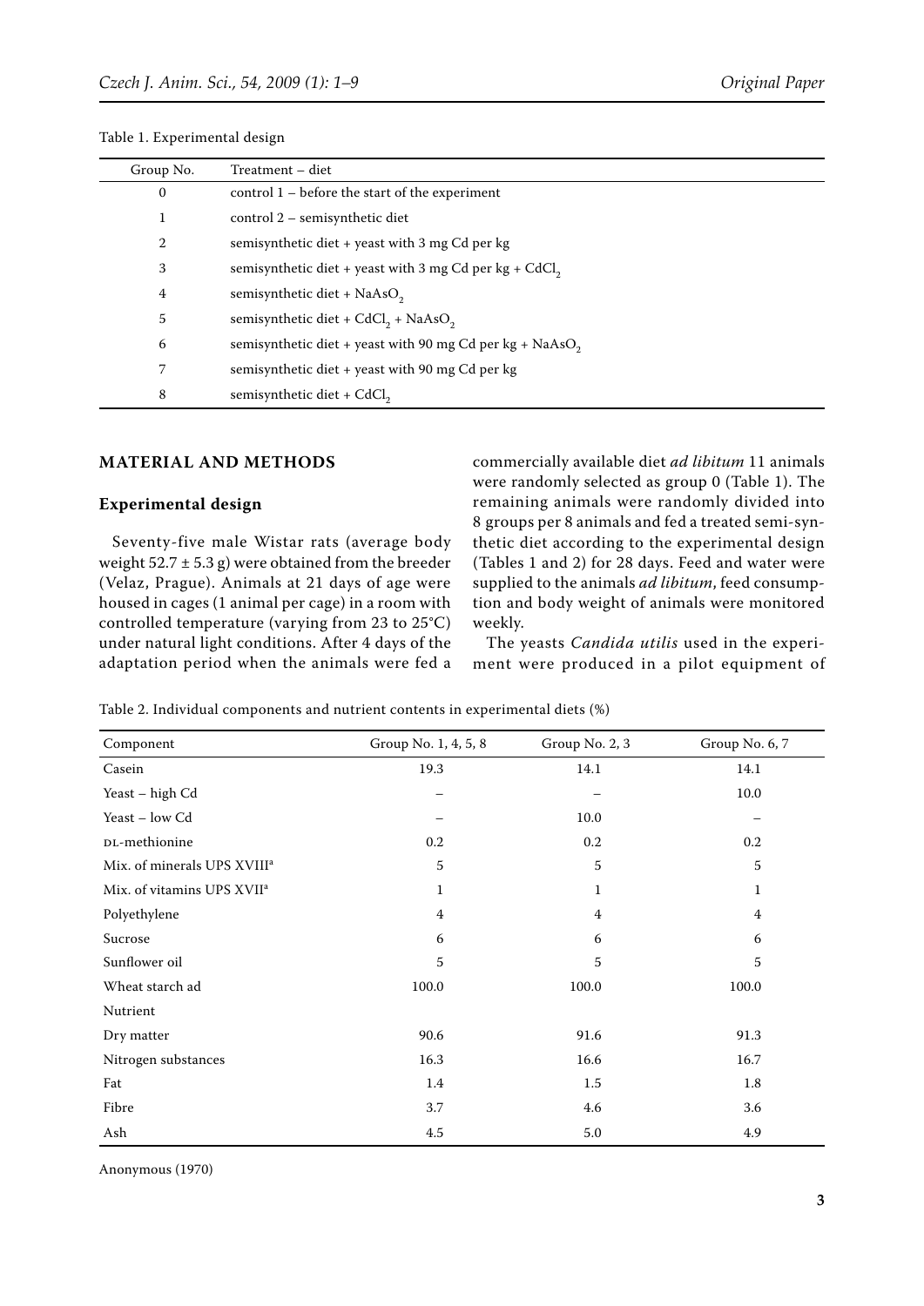Table 1. Experimental design

| Group No. | Treatment – diet |
|---|---|
| 0 | control 1 – before the start of the experiment |
| 1 | control 2 – semisynthetic diet |
| 2 | semisynthetic diet + yeast with 3 mg Cd per kg |
| 3 | semisynthetic diet + yeast with 3 mg Cd per kg + $CdCl_2$ |
| 4 | semisynthetic diet + $NaAsO_2$ |
| 5 | semisynthetic diet + $CdCl_2$ + $NaAsO_2$ |
| 6 | semisynthetic diet + yeast with 90 mg Cd per kg + $NaAsO_2$ |
| 7 | semisynthetic diet + yeast with 90 mg Cd per kg |
| 8 | semisynthetic diet + $CdCl_2$ |

## MATERIAL AND METHODS

### Experimental design

Seventy-five male Wistar rats (average body weight 52.7 ± 5.3 g) were obtained from the breeder (Velaz, Prague). Animals at 21 days of age were housed in cages (1 animal per cage) in a room with controlled temperature (varying from 23 to 25°C) under natural light conditions. After 4 days of the adaptation period when the animals were fed a commercially available diet *ad libitum* 11 animals were randomly selected as group 0 (Table 1). The remaining animals were randomly divided into 8 groups per 8 animals and fed a treated semi-synthetic diet according to the experimental design (Tables 1 and 2) for 28 days. Feed and water were supplied to the animals *ad libitum*, feed consumption and body weight of animals were monitored weekly.

The yeasts *Candida utilis* used in the experiment were produced in a pilot equipment of

Table 2. Individual components and nutrient contents in experimental diets (%)

| Component | Group No. 1, 4, 5, 8 | Group No. 2, 3 | Group No. 6, 7 |
|---|---|---|---|
| Casein | 19.3 | 14.1 | 14.1 |
| Yeast – high Cd | – | – | 10.0 |
| Yeast – low Cd | – | 10.0 | – |
| DL-methionine | 0.2 | 0.2 | 0.2 |
| Mix. of minerals UPS XVIII[a] | 5 | 5 | 5 |
| Mix. of vitamins UPS XVII[a] | 1 | 1 | 1 |
| Polyethylene | 4 | 4 | 4 |
| Sucrose | 6 | 6 | 6 |
| Sunflower oil | 5 | 5 | 5 |
| Wheat starch ad | 100.0 | 100.0 | 100.0 |
| Nutrient | | | |
| Dry matter | 90.6 | 91.6 | 91.3 |
| Nitrogen substances | 16.3 | 16.6 | 16.7 |
| Fat | 1.4 | 1.5 | 1.8 |
| Fibre | 3.7 | 4.6 | 3.6 |
| Ash | 4.5 | 5.0 | 4.9 |

Anonymous (1970)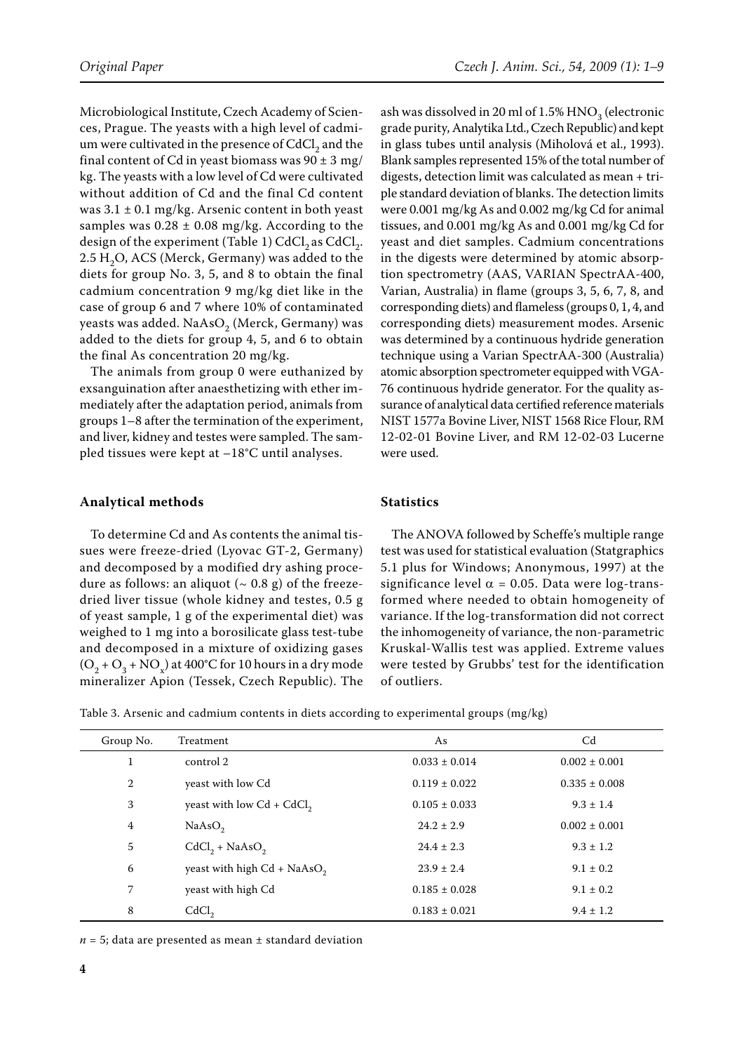Microbiological Institute, Czech Academy of Sciences, Prague. The yeasts with a high level of cadmium were cultivated in the presence of $CdCl_2$ and the final content of Cd in yeast biomass was 90 ± 3 mg/kg. The yeasts with a low level of Cd were cultivated without addition of Cd and the final Cd content was 3.1 ± 0.1 mg/kg. Arsenic content in both yeast samples was 0.28 ± 0.08 mg/kg. According to the design of the experiment (Table 1) $CdCl_2$ as $CdCl_2$. 2.5 $H_2O$, ACS (Merck, Germany) was added to the diets for group No. 3, 5, and 8 to obtain the final cadmium concentration 9 mg/kg diet like in the case of group 6 and 7 where 10% of contaminated yeasts was added. $NaAsO_2$ (Merck, Germany) was added to the diets for group 4, 5, and 6 to obtain the final As concentration 20 mg/kg.

The animals from group 0 were euthanized by exsanguination after anaesthetizing with ether immediately after the adaptation period, animals from groups 1–8 after the termination of the experiment, and liver, kidney and testes were sampled. The sampled tissues were kept at –18°C until analyses.

### Analytical methods

To determine Cd and As contents the animal tissues were freeze-dried (Lyovac GT-2, Germany) and decomposed by a modified dry ashing procedure as follows: an aliquot (~ 0.8 g) of the freeze-dried liver tissue (whole kidney and testes, 0.5 g of yeast sample, 1 g of the experimental diet) was weighed to 1 mg into a borosilicate glass test-tube and decomposed in a mixture of oxidizing gases ($O_2 + O_3 + NO_x$) at 400°C for 10 hours in a dry mode mineralizer Apion (Tessek, Czech Republic). The ash was dissolved in 20 ml of 1.5% $HNO_3$ (electronic grade purity, Analytika Ltd., Czech Republic) and kept in glass tubes until analysis (Miholová et al., 1993). Blank samples represented 15% of the total number of digests, detection limit was calculated as mean + triple standard deviation of blanks. The detection limits were 0.001 mg/kg As and 0.002 mg/kg Cd for animal tissues, and 0.001 mg/kg As and 0.001 mg/kg Cd for yeast and diet samples. Cadmium concentrations in the digests were determined by atomic absorption spectrometry (AAS, VARIAN SpectrAA-400, Varian, Australia) in flame (groups 3, 5, 6, 7, 8, and corresponding diets) and flameless (groups 0, 1, 4, and corresponding diets) measurement modes. Arsenic was determined by a continuous hydride generation technique using a Varian SpectrAA-300 (Australia) atomic absorption spectrometer equipped with VGA-76 continuous hydride generator. For the quality assurance of analytical data certified reference materials NIST 1577a Bovine Liver, NIST 1568 Rice Flour, RM 12-02-01 Bovine Liver, and RM 12-02-03 Lucerne were used.

### Statistics

The ANOVA followed by Scheffe's multiple range test was used for statistical evaluation (Statgraphics 5.1 plus for Windows; Anonymous, 1997) at the significance level $\alpha = 0.05$. Data were log-transformed where needed to obtain homogeneity of variance. If the log-transformation did not correct the inhomogeneity of variance, the non-parametric Kruskal-Wallis test was applied. Extreme values were tested by Grubbs' test for the identification of outliers.

Table 3. Arsenic and cadmium contents in diets according to experimental groups (mg/kg)

| Group No. | Treatment | As | Cd |
|---|---|---|---|
| 1 | control 2 | 0.033 ± 0.014 | 0.002 ± 0.001 |
| 2 | yeast with low Cd | 0.119 ± 0.022 | 0.335 ± 0.008 |
| 3 | yeast with low Cd + $CdCl_2$ | 0.105 ± 0.033 | 9.3 ± 1.4 |
| 4 | $NaAsO_2$ | 24.2 ± 2.9 | 0.002 ± 0.001 |
| 5 | $CdCl_2$ + $NaAsO_2$ | 24.4 ± 2.3 | 9.3 ± 1.2 |
| 6 | yeast with high Cd + $NaAsO_2$ | 23.9 ± 2.4 | 9.1 ± 0.2 |
| 7 | yeast with high Cd | 0.185 ± 0.028 | 9.1 ± 0.2 |
| 8 | $CdCl_2$ | 0.183 ± 0.021 | 9.4 ± 1.2 |

$n = 5$; data are presented as mean ± standard deviation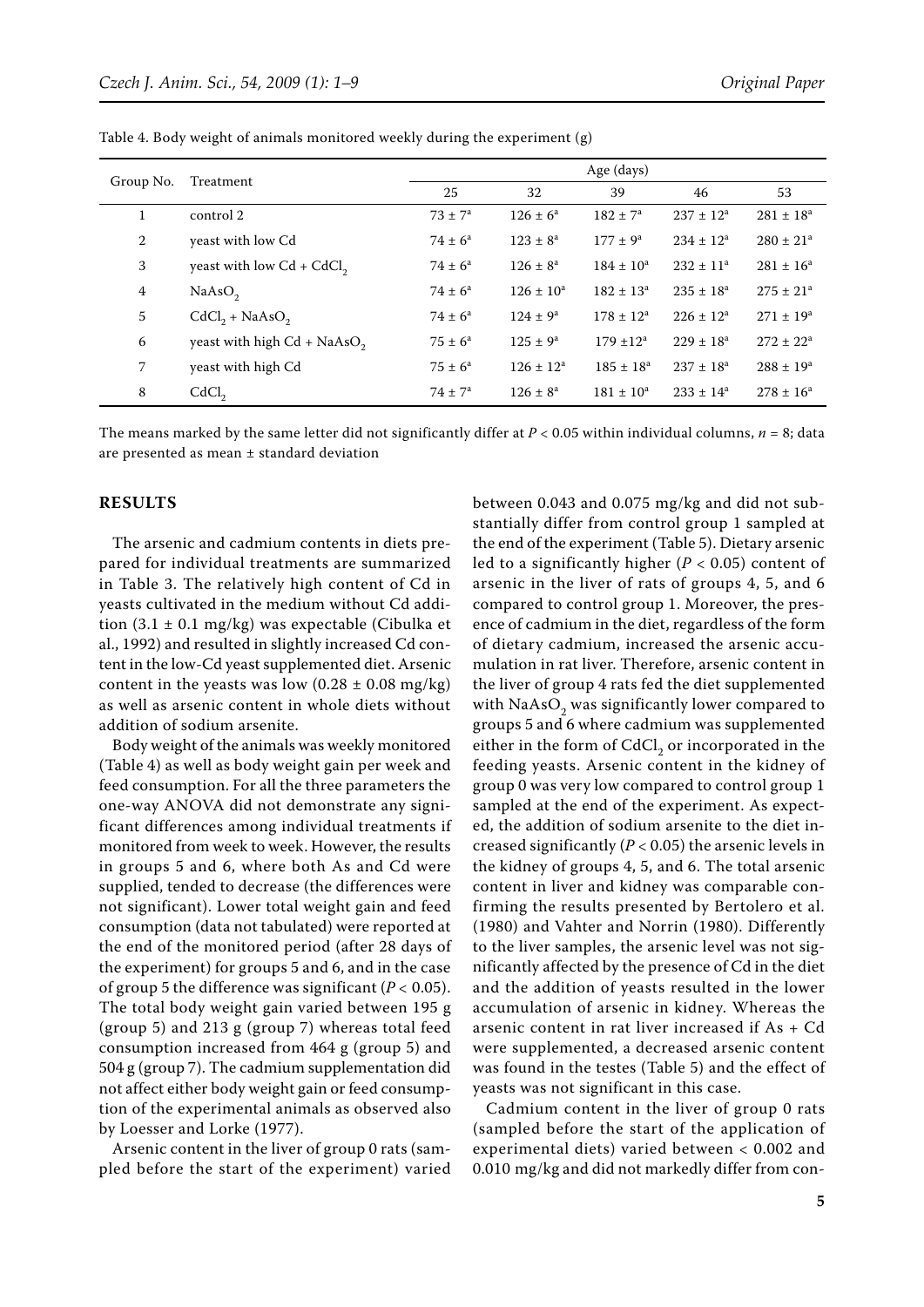Table 4. Body weight of animals monitored weekly during the experiment (g)

| Group No. | Treatment | Age (days) | | | | |
|---|---|---|---|---|---|---|
| | | 25 | 32 | 39 | 46 | 53 |
| 1 | control 2 | $73 \pm 7^{a}$ | $126 \pm 6^{a}$ | $182 \pm 7^{a}$ | $237 \pm 12^{a}$ | $281 \pm 18^{a}$ |
| 2 | yeast with low Cd | $74 \pm 6^{a}$ | $123 \pm 8^{a}$ | $177 \pm 9^{a}$ | $234 \pm 12^{a}$ | $280 \pm 21^{a}$ |
| 3 | yeast with low Cd + $CdCl_2$ | $74 \pm 6^{a}$ | $126 \pm 8^{a}$ | $184 \pm 10^{a}$ | $232 \pm 11^{a}$ | $281 \pm 16^{a}$ |
| 4 | $NaAsO_2$ | $74 \pm 6^{a}$ | $126 \pm 10^{a}$ | $182 \pm 13^{a}$ | $235 \pm 18^{a}$ | $275 \pm 21^{a}$ |
| 5 | $CdCl_2$ + $NaAsO_2$ | $74 \pm 6^{a}$ | $124 \pm 9^{a}$ | $178 \pm 12^{a}$ | $226 \pm 12^{a}$ | $271 \pm 19^{a}$ |
| 6 | yeast with high Cd + $NaAsO_2$ | $75 \pm 6^{a}$ | $125 \pm 9^{a}$ | $179 \pm 12^{a}$ | $229 \pm 18^{a}$ | $272 \pm 22^{a}$ |
| 7 | yeast with high Cd | $75 \pm 6^{a}$ | $126 \pm 12^{a}$ | $185 \pm 18^{a}$ | $237 \pm 18^{a}$ | $288 \pm 19^{a}$ |
| 8 | $CdCl_2$ | $74 \pm 7^{a}$ | $126 \pm 8^{a}$ | $181 \pm 10^{a}$ | $233 \pm 14^{a}$ | $278 \pm 16^{a}$ |

The means marked by the same letter did not significantly differ at $P < 0.05$ within individual columns, $n = 8$; data are presented as mean ± standard deviation

## RESULTS

The arsenic and cadmium contents in diets prepared for individual treatments are summarized in Table 3. The relatively high content of Cd in yeasts cultivated in the medium without Cd addition ($3.1 \pm 0.1$ mg/kg) was expectable (Cibulka et al., 1992) and resulted in slightly increased Cd content in the low-Cd yeast supplemented diet. Arsenic content in the yeasts was low ($0.28 \pm 0.08$ mg/kg) as well as arsenic content in whole diets without addition of sodium arsenite.

Body weight of the animals was weekly monitored (Table 4) as well as body weight gain per week and feed consumption. For all the three parameters the one-way ANOVA did not demonstrate any significant differences among individual treatments if monitored from week to week. However, the results in groups 5 and 6, where both As and Cd were supplied, tended to decrease (the differences were not significant). Lower total weight gain and feed consumption (data not tabulated) were reported at the end of the monitored period (after 28 days of the experiment) for groups 5 and 6, and in the case of group 5 the difference was significant ($P < 0.05$). The total body weight gain varied between 195 g (group 5) and 213 g (group 7) whereas total feed consumption increased from 464 g (group 5) and 504 g (group 7). The cadmium supplementation did not affect either body weight gain or feed consumption of the experimental animals as observed also by Loesser and Lorke (1977).

Arsenic content in the liver of group 0 rats (sampled before the start of the experiment) varied between 0.043 and 0.075 mg/kg and did not substantially differ from control group 1 sampled at the end of the experiment (Table 5). Dietary arsenic led to a significantly higher ($P < 0.05$) content of arsenic in the liver of rats of groups 4, 5, and 6 compared to control group 1. Moreover, the presence of cadmium in the diet, regardless of the form of dietary cadmium, increased the arsenic accumulation in rat liver. Therefore, arsenic content in the liver of group 4 rats fed the diet supplemented with $NaAsO_2$ was significantly lower compared to groups 5 and 6 where cadmium was supplemented either in the form of $CdCl_2$ or incorporated in the feeding yeasts. Arsenic content in the kidney of group 0 was very low compared to control group 1 sampled at the end of the experiment. As expected, the addition of sodium arsenite to the diet increased significantly ($P < 0.05$) the arsenic levels in the kidney of groups 4, 5, and 6. The total arsenic content in liver and kidney was comparable confirming the results presented by Bertolero et al. (1980) and Vahter and Norrin (1980). Differently to the liver samples, the arsenic level was not significantly affected by the presence of Cd in the diet and the addition of yeasts resulted in the lower accumulation of arsenic in kidney. Whereas the arsenic content in rat liver increased if As + Cd were supplemented, a decreased arsenic content was found in the testes (Table 5) and the effect of yeasts was not significant in this case.

Cadmium content in the liver of group 0 rats (sampled before the start of the application of experimental diets) varied between < 0.002 and 0.010 mg/kg and did not markedly differ from con-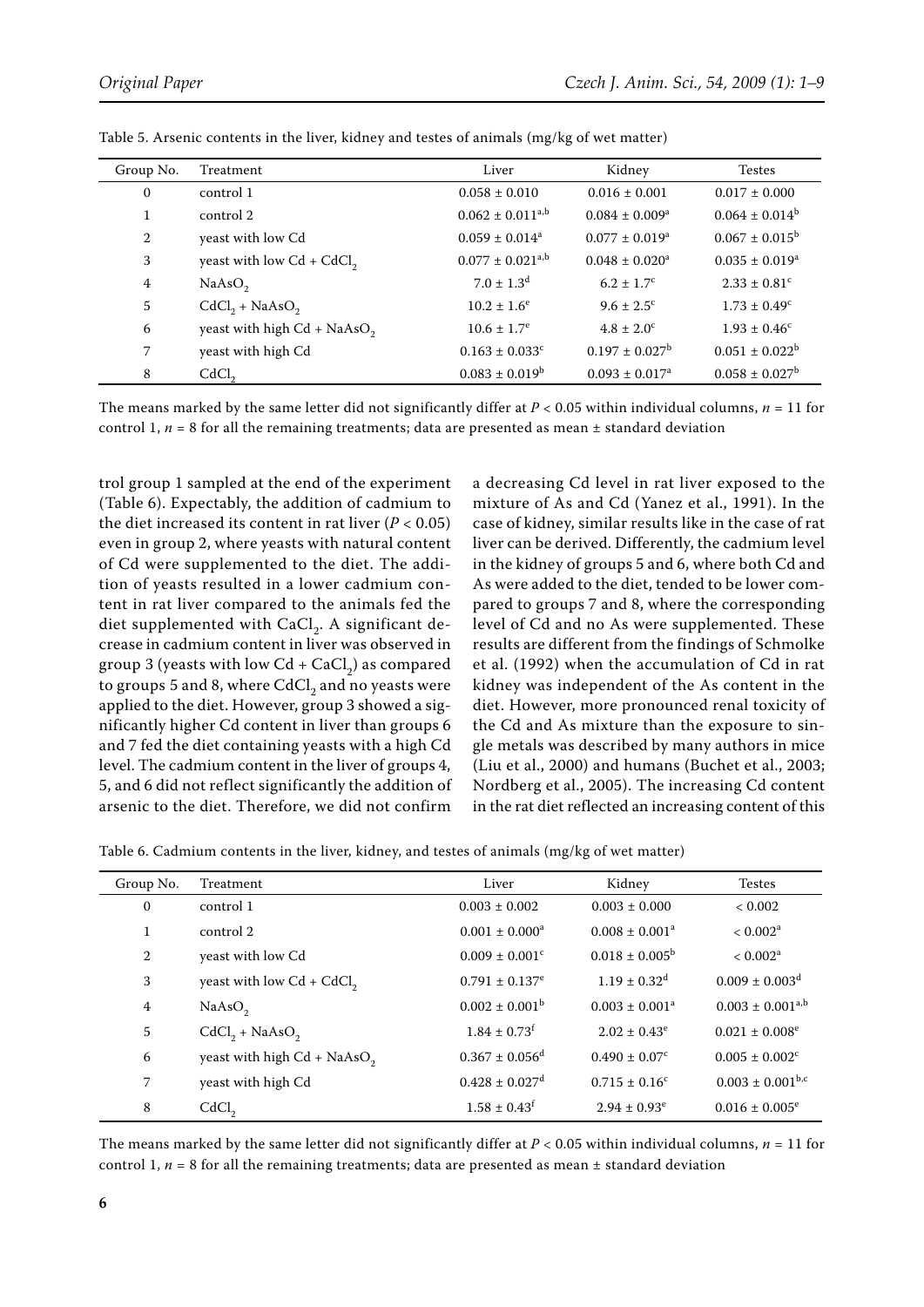Table 5. Arsenic contents in the liver, kidney and testes of animals (mg/kg of wet matter)

| Group No. | Treatment | Liver | Kidney | Testes |
|---|---|---|---|---|
| 0 | control 1 | $0.058 \pm 0.010$ | $0.016 \pm 0.001$ | $0.017 \pm 0.000$ |
| 1 | control 2 | $0.062 \pm 0.011^{a,b}$ | $0.084 \pm 0.009^{a}$ | $0.064 \pm 0.014^{b}$ |
| 2 | yeast with low Cd | $0.059 \pm 0.014^{a}$ | $0.077 \pm 0.019^{a}$ | $0.067 \pm 0.015^{b}$ |
| 3 | yeast with low Cd + $CdCl_2$ | $0.077 \pm 0.021^{a,b}$ | $0.048 \pm 0.020^{a}$ | $0.035 \pm 0.019^{a}$ |
| 4 | $NaAsO_2$ | $7.0 \pm 1.3^{d}$ | $6.2 \pm 1.7^{c}$ | $2.33 \pm 0.81^{c}$ |
| 5 | $CdCl_2$ + $NaAsO_2$ | $10.2 \pm 1.6^{e}$ | $9.6 \pm 2.5^{c}$ | $1.73 \pm 0.49^{c}$ |
| 6 | yeast with high Cd + $NaAsO_2$ | $10.6 \pm 1.7^{e}$ | $4.8 \pm 2.0^{c}$ | $1.93 \pm 0.46^{c}$ |
| 7 | yeast with high Cd | $0.163 \pm 0.033^{c}$ | $0.197 \pm 0.027^{b}$ | $0.051 \pm 0.022^{b}$ |
| 8 | $CdCl_2$ | $0.083 \pm 0.019^{b}$ | $0.093 \pm 0.017^{a}$ | $0.058 \pm 0.027^{b}$ |

The means marked by the same letter did not significantly differ at $P < 0.05$ within individual columns, $n = 11$ for control 1, $n = 8$ for all the remaining treatments; data are presented as mean ± standard deviation

trol group 1 sampled at the end of the experiment (Table 6). Expectably, the addition of cadmium to the diet increased its content in rat liver ($P < 0.05$) even in group 2, where yeasts with natural content of Cd were supplemented to the diet. The addition of yeasts resulted in a lower cadmium content in rat liver compared to the animals fed the diet supplemented with $CaCl_2$. A significant decrease in cadmium content in liver was observed in group 3 (yeasts with low Cd + $CaCl_2$) as compared to groups 5 and 8, where $CdCl_2$ and no yeasts were applied to the diet. However, group 3 showed a significantly higher Cd content in liver than groups 6 and 7 fed the diet containing yeasts with a high Cd level. The cadmium content in the liver of groups 4, 5, and 6 did not reflect significantly the addition of arsenic to the diet. Therefore, we did not confirm a decreasing Cd level in rat liver exposed to the mixture of As and Cd (Yanez et al., 1991). In the case of kidney, similar results like in the case of rat liver can be derived. Differently, the cadmium level in the kidney of groups 5 and 6, where both Cd and As were added to the diet, tended to be lower compared to groups 7 and 8, where the corresponding level of Cd and no As were supplemented. These results are different from the findings of Schmolke et al. (1992) when the accumulation of Cd in rat kidney was independent of the As content in the diet. However, more pronounced renal toxicity of the Cd and As mixture than the exposure to single metals was described by many authors in mice (Liu et al., 2000) and humans (Buchet et al., 2003; Nordberg et al., 2005). The increasing Cd content in the rat diet reflected an increasing content of this

Table 6. Cadmium contents in the liver, kidney, and testes of animals (mg/kg of wet matter)

| Group No. | Treatment | Liver | Kidney | Testes |
|---|---|---|---|---|
| 0 | control 1 | $0.003 \pm 0.002$ | $0.003 \pm 0.000$ | $< 0.002$ |
| 1 | control 2 | $0.001 \pm 0.000^{a}$ | $0.008 \pm 0.001^{a}$ | $< 0.002^{a}$ |
| 2 | yeast with low Cd | $0.009 \pm 0.001^{c}$ | $0.018 \pm 0.005^{b}$ | $< 0.002^{a}$ |
| 3 | yeast with low Cd + $CdCl_2$ | $0.791 \pm 0.137^{e}$ | $1.19 \pm 0.32^{d}$ | $0.009 \pm 0.003^{d}$ |
| 4 | $NaAsO_2$ | $0.002 \pm 0.001^{b}$ | $0.003 \pm 0.001^{a}$ | $0.003 \pm 0.001^{a,b}$ |
| 5 | $CdCl_2$ + $NaAsO_2$ | $1.84 \pm 0.73^{f}$ | $2.02 \pm 0.43^{e}$ | $0.021 \pm 0.008^{e}$ |
| 6 | yeast with high Cd + $NaAsO_2$ | $0.367 \pm 0.056^{d}$ | $0.490 \pm 0.07^{c}$ | $0.005 \pm 0.002^{c}$ |
| 7 | yeast with high Cd | $0.428 \pm 0.027^{d}$ | $0.715 \pm 0.16^{c}$ | $0.003 \pm 0.001^{b,c}$ |
| 8 | $CdCl_2$ | $1.58 \pm 0.43^{f}$ | $2.94 \pm 0.93^{e}$ | $0.016 \pm 0.005^{e}$ |

The means marked by the same letter did not significantly differ at $P < 0.05$ within individual columns, $n = 11$ for control 1, $n = 8$ for all the remaining treatments; data are presented as mean ± standard deviation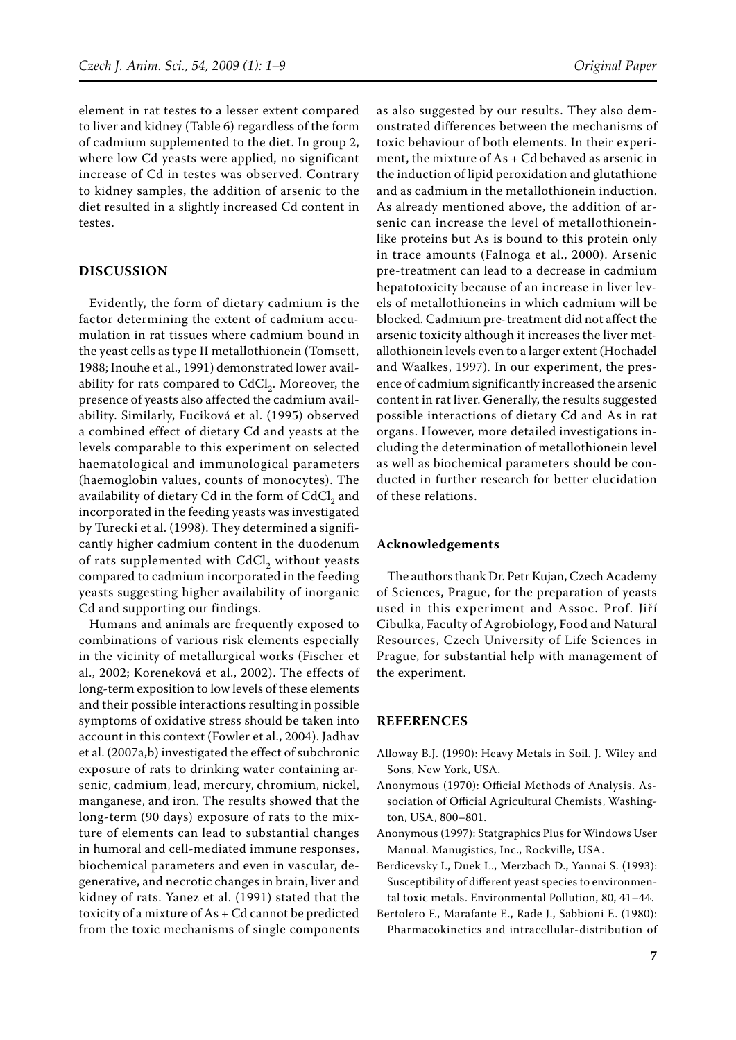element in rat testes to a lesser extent compared to liver and kidney (Table 6) regardless of the form of cadmium supplemented to the diet. In group 2, where low Cd yeasts were applied, no significant increase of Cd in testes was observed. Contrary to kidney samples, the addition of arsenic to the diet resulted in a slightly increased Cd content in testes.

## DISCUSSION

Evidently, the form of dietary cadmium is the factor determining the extent of cadmium accumulation in rat tissues where cadmium bound in the yeast cells as type II metallothionein (Tomsett, 1988; Inouhe et al., 1991) demonstrated lower availability for rats compared to $CdCl_2$. Moreover, the presence of yeasts also affected the cadmium availability. Similarly, Fuciková et al. (1995) observed a combined effect of dietary Cd and yeasts at the levels comparable to this experiment on selected haematological and immunological parameters (haemoglobin values, counts of monocytes). The availability of dietary Cd in the form of $CdCl_2$ and incorporated in the feeding yeasts was investigated by Turecki et al. (1998). They determined a significantly higher cadmium content in the duodenum of rats supplemented with $CdCl_2$ without yeasts compared to cadmium incorporated in the feeding yeasts suggesting higher availability of inorganic Cd and supporting our findings.

Humans and animals are frequently exposed to combinations of various risk elements especially in the vicinity of metallurgical works (Fischer et al., 2002; Koreneková et al., 2002). The effects of long-term exposition to low levels of these elements and their possible interactions resulting in possible symptoms of oxidative stress should be taken into account in this context (Fowler et al., 2004). Jadhav et al. (2007a,b) investigated the effect of subchronic exposure of rats to drinking water containing arsenic, cadmium, lead, mercury, chromium, nickel, manganese, and iron. The results showed that the long-term (90 days) exposure of rats to the mixture of elements can lead to substantial changes in humoral and cell-mediated immune responses, biochemical parameters and even in vascular, degenerative, and necrotic changes in brain, liver and kidney of rats. Yanez et al. (1991) stated that the toxicity of a mixture of As + Cd cannot be predicted from the toxic mechanisms of single components as also suggested by our results. They also demonstrated differences between the mechanisms of toxic behaviour of both elements. In their experiment, the mixture of As + Cd behaved as arsenic in the induction of lipid peroxidation and glutathione and as cadmium in the metallothionein induction. As already mentioned above, the addition of arsenic can increase the level of metallothionein-like proteins but As is bound to this protein only in trace amounts (Falnoga et al., 2000). Arsenic pre-treatment can lead to a decrease in cadmium hepatotoxicity because of an increase in liver levels of metallothioneins in which cadmium will be blocked. Cadmium pre-treatment did not affect the arsenic toxicity although it increases the liver metallothionein levels even to a larger extent (Hochadel and Waalkes, 1997). In our experiment, the presence of cadmium significantly increased the arsenic content in rat liver. Generally, the results suggested possible interactions of dietary Cd and As in rat organs. However, more detailed investigations including the determination of metallothionein level as well as biochemical parameters should be conducted in further research for better elucidation of these relations.

### Acknowledgements

The authors thank Dr. Petr Kujan, Czech Academy of Sciences, Prague, for the preparation of yeasts used in this experiment and Assoc. Prof. Jiří Cibulka, Faculty of Agrobiology, Food and Natural Resources, Czech University of Life Sciences in Prague, for substantial help with management of the experiment.

## REFERENCES

Alloway B.J. (1990): Heavy Metals in Soil. J. Wiley and Sons, New York, USA.

Anonymous (1970): Official Methods of Analysis. Association of Official Agricultural Chemists, Washington, USA, 800–801.

Anonymous (1997): Statgraphics Plus for Windows User Manual. Manugistics, Inc., Rockville, USA.

Berdicevsky I., Duek L., Merzbach D., Yannai S. (1993): Susceptibility of different yeast species to environmental toxic metals. Environmental Pollution, 80, 41–44.

Bertolero F., Marafante E., Rade J., Sabbioni E. (1980): Pharmacokinetics and intracellular-distribution of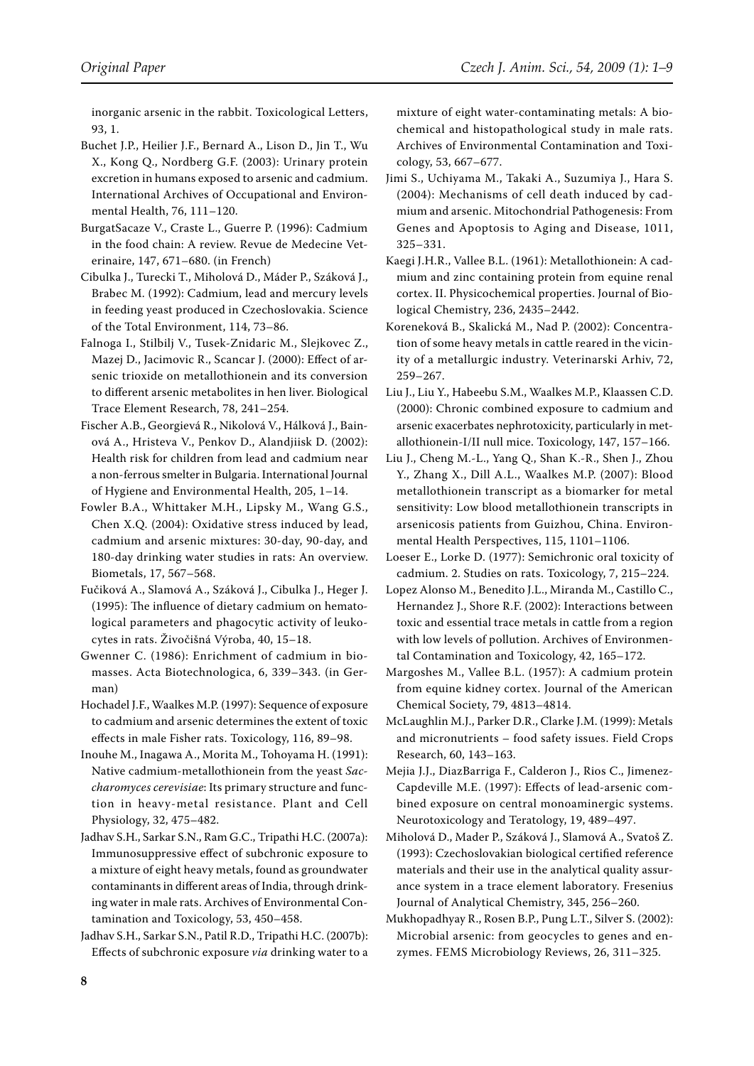inorganic arsenic in the rabbit. Toxicological Letters, 93, 1.

Buchet J.P., Heilier J.F., Bernard A., Lison D., Jin T., Wu X., Kong Q., Nordberg G.F. (2003): Urinary protein excretion in humans exposed to arsenic and cadmium. International Archives of Occupational and Environmental Health, 76, 111–120.

BurgatSacaze V., Craste L., Guerre P. (1996): Cadmium in the food chain: A review. Revue de Medecine Veterinaire, 147, 671–680. (in French)

Cibulka J., Turecki T., Miholová D., Máder P., Száková J., Brabec M. (1992): Cadmium, lead and mercury levels in feeding yeast produced in Czechoslovakia. Science of the Total Environment, 114, 73–86.

Falnoga I., Stilbilj V., Tusek-Znidaric M., Slejkovec Z., Mazej D., Jacimovic R., Scancar J. (2000): Effect of arsenic trioxide on metallothionein and its conversion to different arsenic metabolites in hen liver. Biological Trace Element Research, 78, 241–254.

Fischer A.B., Georgievá R., Nikolová V., Hálková J., Bainová A., Hristeva V., Penkov D., Alandjiisk D. (2002): Health risk for children from lead and cadmium near a non-ferrous smelter in Bulgaria. International Journal of Hygiene and Environmental Health, 205, 1–14.

Fowler B.A., Whittaker M.H., Lipsky M., Wang G.S., Chen X.Q. (2004): Oxidative stress induced by lead, cadmium and arsenic mixtures: 30-day, 90-day, and 180-day drinking water studies in rats: An overview. Biometals, 17, 567–568.

Fučiková A., Slamová A., Száková J., Cibulka J., Heger J. (1995): The influence of dietary cadmium on hematological parameters and phagocytic activity of leukocytes in rats. Živočišná Výroba, 40, 15–18.

Gwenner C. (1986): Enrichment of cadmium in biomasses. Acta Biotechnologica, 6, 339–343. (in German)

Hochadel J.F., Waalkes M.P. (1997): Sequence of exposure to cadmium and arsenic determines the extent of toxic effects in male Fisher rats. Toxicology, 116, 89–98.

Inouhe M., Inagawa A., Morita M., Tohoyama H. (1991): Native cadmium-metallothionein from the yeast *Saccharomyces cerevisiae*: Its primary structure and function in heavy-metal resistance. Plant and Cell Physiology, 32, 475–482.

Jadhav S.H., Sarkar S.N., Ram G.C., Tripathi H.C. (2007a): Immunosuppressive effect of subchronic exposure to a mixture of eight heavy metals, found as groundwater contaminants in different areas of India, through drinking water in male rats. Archives of Environmental Contamination and Toxicology, 53, 450–458.

Jadhav S.H., Sarkar S.N., Patil R.D., Tripathi H.C. (2007b): Effects of subchronic exposure *via* drinking water to a mixture of eight water-contaminating metals: A biochemical and histopathological study in male rats. Archives of Environmental Contamination and Toxicology, 53, 667–677.

Jimi S., Uchiyama M., Takaki A., Suzumiya J., Hara S. (2004): Mechanisms of cell death induced by cadmium and arsenic. Mitochondrial Pathogenesis: From Genes and Apoptosis to Aging and Disease, 1011, 325–331.

Kaegi J.H.R., Vallee B.L. (1961): Metallothionein: A cadmium and zinc containing protein from equine renal cortex. II. Physicochemical properties. Journal of Biological Chemistry, 236, 2435–2442.

Koreneková B., Skalická M., Nad P. (2002): Concentration of some heavy metals in cattle reared in the vicinity of a metallurgic industry. Veterinarski Arhiv, 72, 259–267.

Liu J., Liu Y., Habeebu S.M., Waalkes M.P., Klaassen C.D. (2000): Chronic combined exposure to cadmium and arsenic exacerbates nephrotoxicity, particularly in metallothionein-I/II null mice. Toxicology, 147, 157–166.

Liu J., Cheng M.-L., Yang Q., Shan K.-R., Shen J., Zhou Y., Zhang X., Dill A.L., Waalkes M.P. (2007): Blood metallothionein transcript as a biomarker for metal sensitivity: Low blood metallothionein transcripts in arsenicosis patients from Guizhou, China. Environmental Health Perspectives, 115, 1101–1106.

Loeser E., Lorke D. (1977): Semichronic oral toxicity of cadmium. 2. Studies on rats. Toxicology, 7, 215–224.

Lopez Alonso M., Benedito J.L., Miranda M., Castillo C., Hernandez J., Shore R.F. (2002): Interactions between toxic and essential trace metals in cattle from a region with low levels of pollution. Archives of Environmental Contamination and Toxicology, 42, 165–172.

Margoshes M., Vallee B.L. (1957): A cadmium protein from equine kidney cortex. Journal of the American Chemical Society, 79, 4813–4814.

McLaughlin M.J., Parker D.R., Clarke J.M. (1999): Metals and micronutrients – food safety issues. Field Crops Research, 60, 143–163.

Mejia J.J., DiazBarriga F., Calderon J., Rios C., Jimenez-Capdeville M.E. (1997): Effects of lead-arsenic combined exposure on central monoaminergic systems. Neurotoxicology and Teratology, 19, 489–497.

Miholová D., Mader P., Száková J., Slamová A., Svatoš Z. (1993): Czechoslovakian biological certified reference materials and their use in the analytical quality assurance system in a trace element laboratory. Fresenius Journal of Analytical Chemistry, 345, 256–260.

Mukhopadhyay R., Rosen B.P., Pung L.T., Silver S. (2002): Microbial arsenic: from geocycles to genes and enzymes. FEMS Microbiology Reviews, 26, 311–325.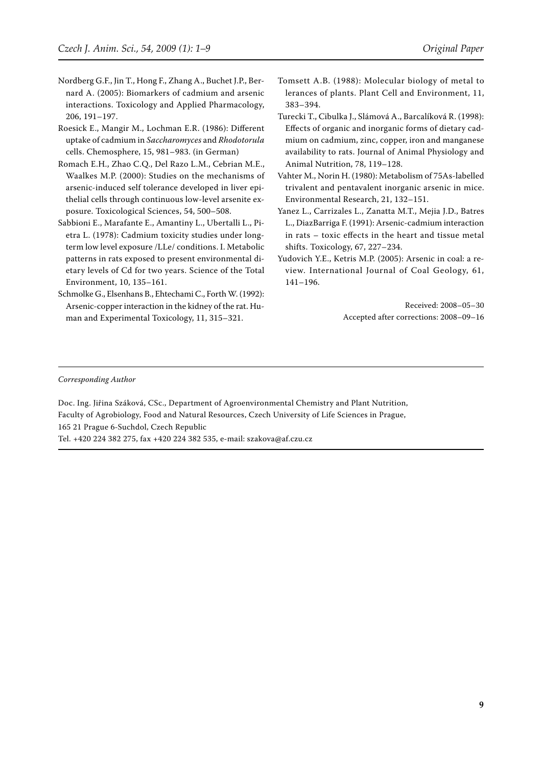Nordberg G.F., Jin T., Hong F., Zhang A., Buchet J.P., Bernard A. (2005): Biomarkers of cadmium and arsenic interactions. Toxicology and Applied Pharmacology, 206, 191–197.

Roesick E., Mangir M., Lochman E.R. (1986): Different uptake of cadmium in *Saccharomyces* and *Rhodotorula* cells. Chemosphere, 15, 981–983. (in German)

Romach E.H., Zhao C.Q., Del Razo L.M., Cebrian M.E., Waalkes M.P. (2000): Studies on the mechanisms of arsenic-induced self tolerance developed in liver epithelial cells through continuous low-level arsenite exposure. Toxicological Sciences, 54, 500–508.

Sabbioni E., Marafante E., Amantiny L., Ubertalli L., Pietra L. (1978): Cadmium toxicity studies under long-term low level exposure /LLe/ conditions. I. Metabolic patterns in rats exposed to present environmental dietary levels of Cd for two years. Science of the Total Environment, 10, 135–161.

Schmolke G., Elsenhans B., Ehtechami C., Forth W. (1992): Arsenic-copper interaction in the kidney of the rat. Human and Experimental Toxicology, 11, 315–321.

Tomsett A.B. (1988): Molecular biology of metal tolerances of plants. Plant Cell and Environment, 11, 383–394.

Turecki T., Cibulka J., Slámová A., Barcalíková R. (1998): Effects of organic and inorganic forms of dietary cadmium on cadmium, zinc, copper, iron and manganese availability to rats. Journal of Animal Physiology and Animal Nutrition, 78, 119–128.

Vahter M., Norin H. (1980): Metabolism of 75As-labelled trivalent and pentavalent inorganic arsenic in mice. Environmental Research, 21, 132–151.

Yanez L., Carrizales L., Zanatta M.T., Mejia J.D., Batres L., DiazBarriga F. (1991): Arsenic-cadmium interaction in rats – toxic effects in the heart and tissue metal shifts. Toxicology, 67, 227–234.

Yudovich Y.E., Ketris M.P. (2005): Arsenic in coal: a review. International Journal of Coal Geology, 61, 141–196.

Received: 2008–05–30
Accepted after corrections: 2008–09–16

*Corresponding Author*

Doc. Ing. Jiřina Száková, CSc., Department of Agroenvironmental Chemistry and Plant Nutrition, Faculty of Agrobiology, Food and Natural Resources, Czech University of Life Sciences in Prague, 165 21 Prague 6-Suchdol, Czech Republic
Tel. +420 224 382 275, fax +420 224 382 535, e-mail: szakova@af.czu.cz